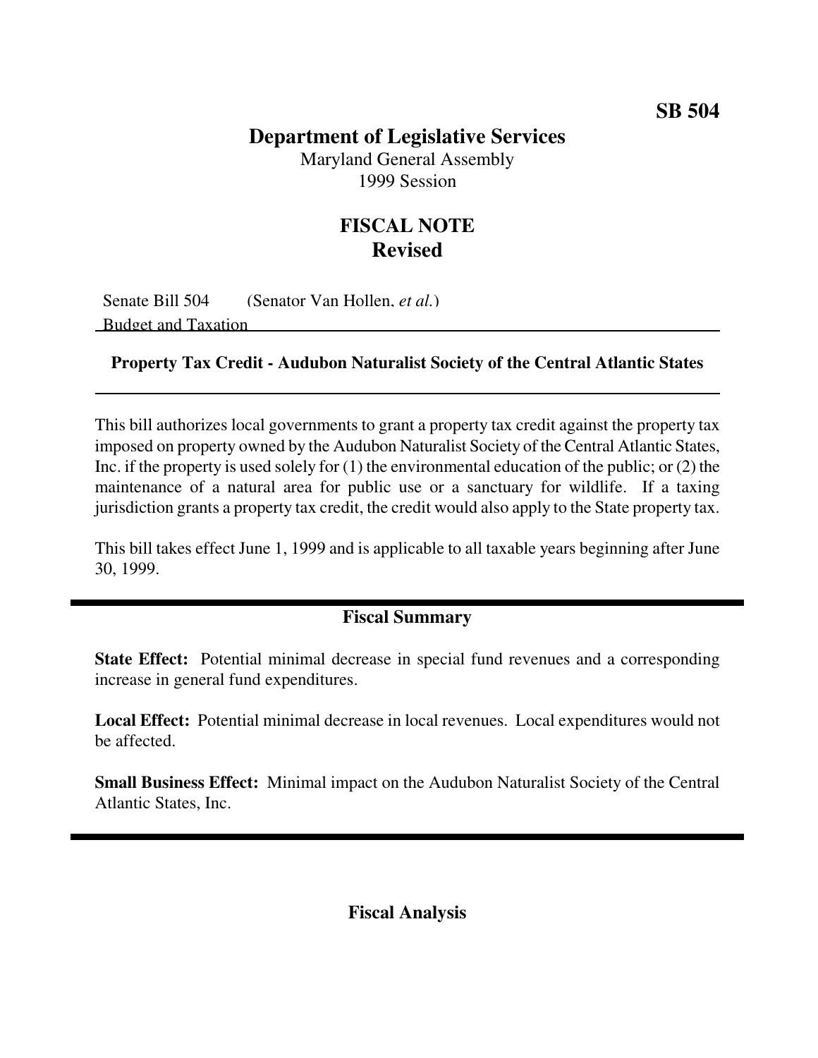**SB 504**

# Department of Legislative Services

Maryland General Assembly
1999 Session

## FISCAL NOTE
## Revised

Senate Bill 504 (Senator Van Hollen, *et al.*)
Budget and Taxation

**Property Tax Credit - Audubon Naturalist Society of the Central Atlantic States**

---

This bill authorizes local governments to grant a property tax credit against the property tax imposed on property owned by the Audubon Naturalist Society of the Central Atlantic States, Inc. if the property is used solely for (1) the environmental education of the public; or (2) the maintenance of a natural area for public use or a sanctuary for wildlife. If a taxing jurisdiction grants a property tax credit, the credit would also apply to the State property tax.

This bill takes effect June 1, 1999 and is applicable to all taxable years beginning after June 30, 1999.

---

### Fiscal Summary

**State Effect:** Potential minimal decrease in special fund revenues and a corresponding increase in general fund expenditures.

**Local Effect:** Potential minimal decrease in local revenues. Local expenditures would not be affected.

**Small Business Effect:** Minimal impact on the Audubon Naturalist Society of the Central Atlantic States, Inc.

---

### Fiscal Analysis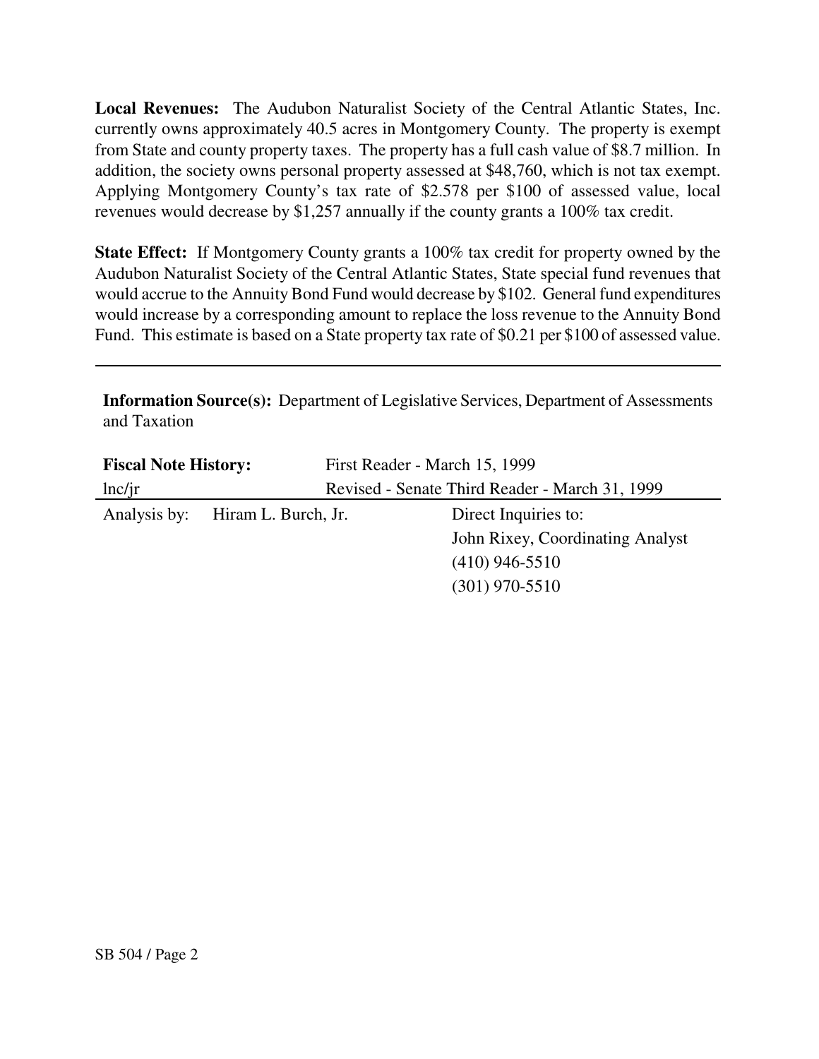**Local Revenues:** The Audubon Naturalist Society of the Central Atlantic States, Inc. currently owns approximately 40.5 acres in Montgomery County. The property is exempt from State and county property taxes. The property has a full cash value of $8.7 million. In addition, the society owns personal property assessed at $48,760, which is not tax exempt. Applying Montgomery County's tax rate of $2.578 per $100 of assessed value, local revenues would decrease by $1,257 annually if the county grants a 100% tax credit.

**State Effect:** If Montgomery County grants a 100% tax credit for property owned by the Audubon Naturalist Society of the Central Atlantic States, State special fund revenues that would accrue to the Annuity Bond Fund would decrease by $102. General fund expenditures would increase by a corresponding amount to replace the loss revenue to the Annuity Bond Fund. This estimate is based on a State property tax rate of $0.21 per $100 of assessed value.

---

**Information Source(s):** Department of Legislative Services, Department of Assessments and Taxation

**Fiscal Note History:** First Reader - March 15, 1999
lnc/jr Revised - Senate Third Reader - March 31, 1999

Analysis by: Hiram L. Burch, Jr.

Direct Inquiries to:
John Rixey, Coordinating Analyst
(410) 946-5510
(301) 970-5510